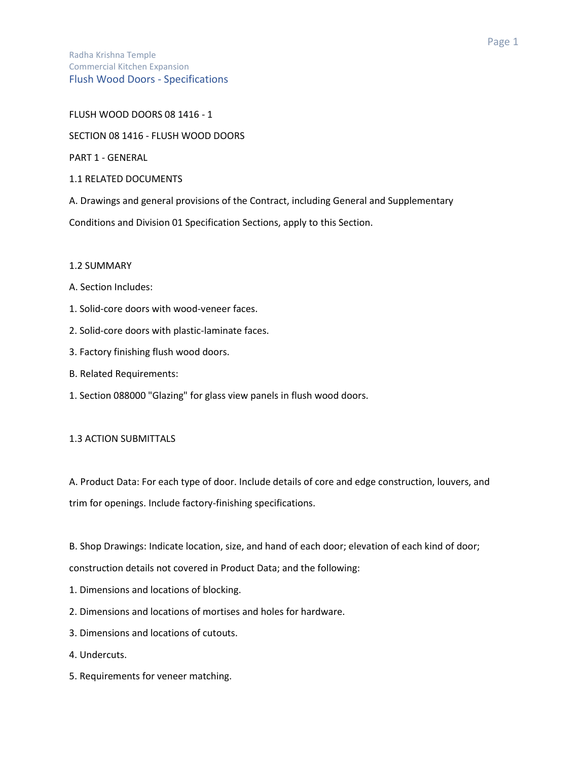FLUSH WOOD DOORS 08 1416 - 1

# SECTION 08 1416 - FLUSH WOOD DOORS

## PART 1 - GENERAL

### 1.1 RELATED DOCUMENTS

A. Drawings and general provisions of the Contract, including General and Supplementary Conditions and Division 01 Specification Sections, apply to this Section.

### 1.2 SUMMARY

A. Section Includes:

1. Solid-core doors with wood-veneer faces.
2. Solid-core doors with plastic-laminate faces.
3. Factory finishing flush wood doors.

B. Related Requirements:

1. Section 088000 "Glazing" for glass view panels in flush wood doors.

### 1.3 ACTION SUBMITTALS

A. Product Data: For each type of door. Include details of core and edge construction, louvers, and trim for openings. Include factory-finishing specifications.

B. Shop Drawings: Indicate location, size, and hand of each door; elevation of each kind of door; construction details not covered in Product Data; and the following:

1. Dimensions and locations of blocking.
2. Dimensions and locations of mortises and holes for hardware.
3. Dimensions and locations of cutouts.
4. Undercuts.
5. Requirements for veneer matching.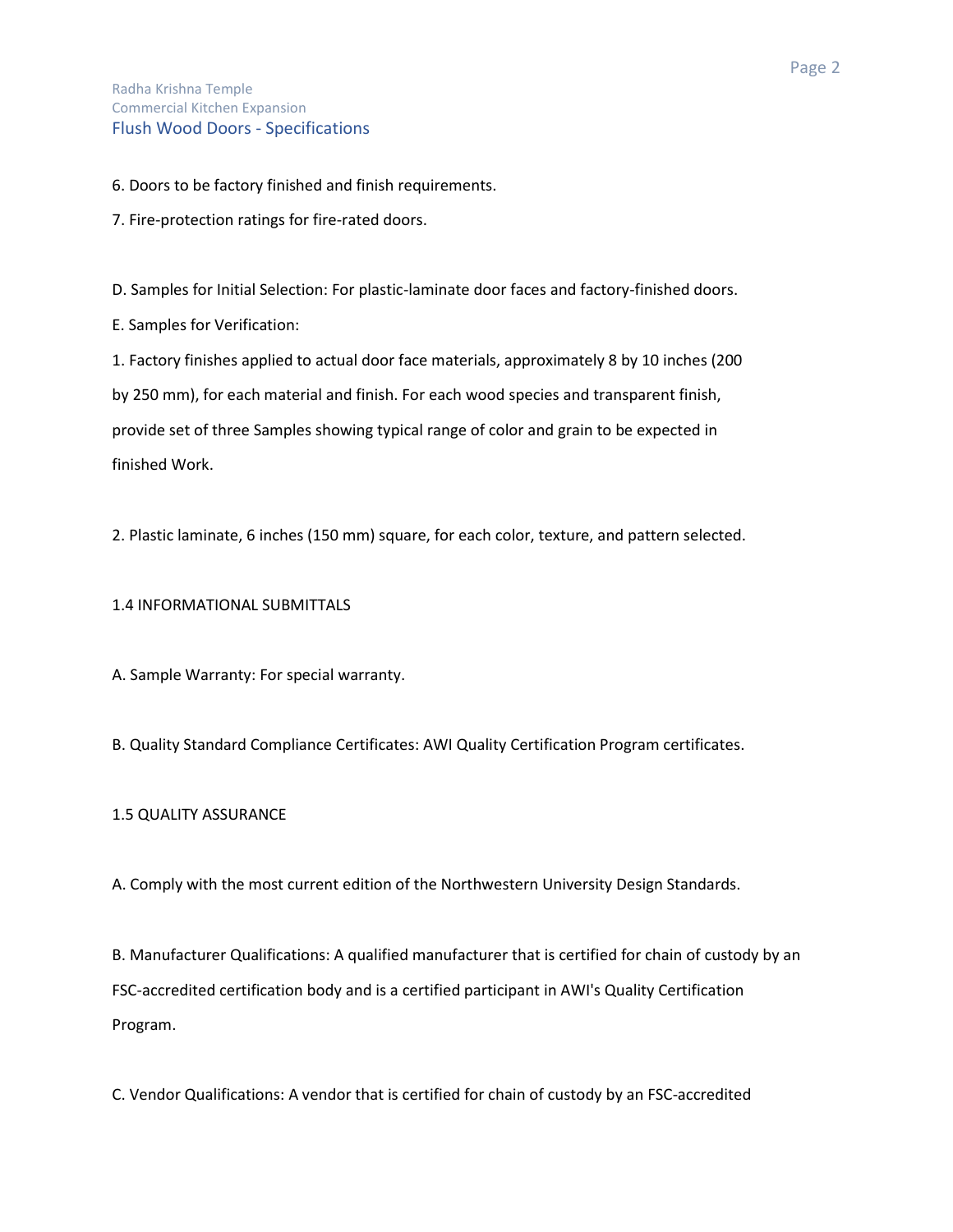6. Doors to be factory finished and finish requirements.

7. Fire-protection ratings for fire-rated doors.

D. Samples for Initial Selection: For plastic-laminate door faces and factory-finished doors.

E. Samples for Verification:

1. Factory finishes applied to actual door face materials, approximately 8 by 10 inches (200 by 250 mm), for each material and finish. For each wood species and transparent finish, provide set of three Samples showing typical range of color and grain to be expected in finished Work.

2. Plastic laminate, 6 inches (150 mm) square, for each color, texture, and pattern selected.

## 1.4 INFORMATIONAL SUBMITTALS

A. Sample Warranty: For special warranty.

B. Quality Standard Compliance Certificates: AWI Quality Certification Program certificates.

## 1.5 QUALITY ASSURANCE

A. Comply with the most current edition of the Northwestern University Design Standards.

B. Manufacturer Qualifications: A qualified manufacturer that is certified for chain of custody by an FSC-accredited certification body and is a certified participant in AWI's Quality Certification Program.

C. Vendor Qualifications: A vendor that is certified for chain of custody by an FSC-accredited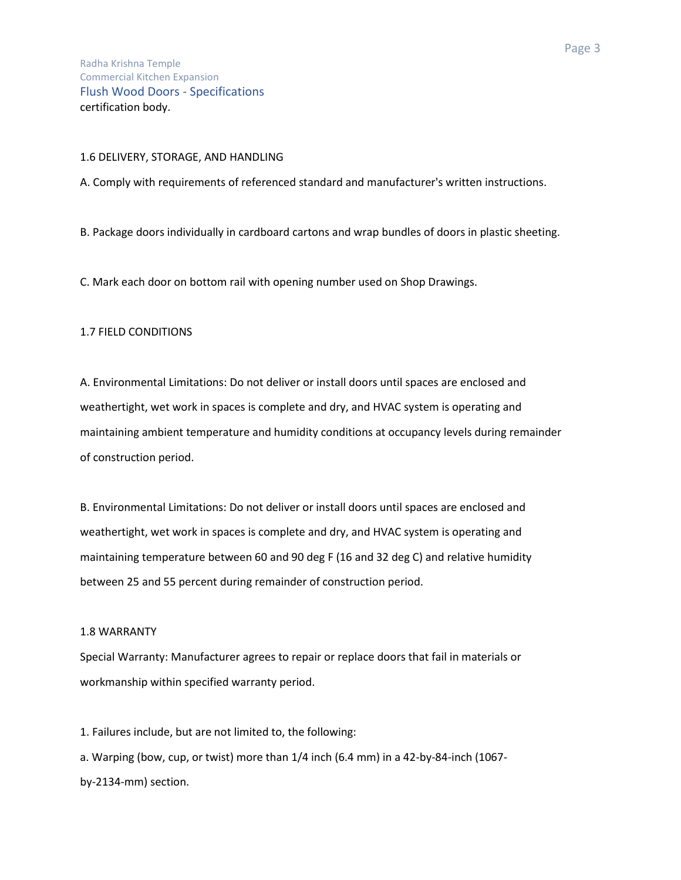certification body.

1.6 DELIVERY, STORAGE, AND HANDLING

A. Comply with requirements of referenced standard and manufacturer's written instructions.

B. Package doors individually in cardboard cartons and wrap bundles of doors in plastic sheeting.

C. Mark each door on bottom rail with opening number used on Shop Drawings.

1.7 FIELD CONDITIONS

A. Environmental Limitations: Do not deliver or install doors until spaces are enclosed and weathertight, wet work in spaces is complete and dry, and HVAC system is operating and maintaining ambient temperature and humidity conditions at occupancy levels during remainder of construction period.

B. Environmental Limitations: Do not deliver or install doors until spaces are enclosed and weathertight, wet work in spaces is complete and dry, and HVAC system is operating and maintaining temperature between 60 and 90 deg F (16 and 32 deg C) and relative humidity between 25 and 55 percent during remainder of construction period.

1.8 WARRANTY

Special Warranty: Manufacturer agrees to repair or replace doors that fail in materials or workmanship within specified warranty period.

1. Failures include, but are not limited to, the following:

a. Warping (bow, cup, or twist) more than 1/4 inch (6.4 mm) in a 42-by-84-inch (1067-by-2134-mm) section.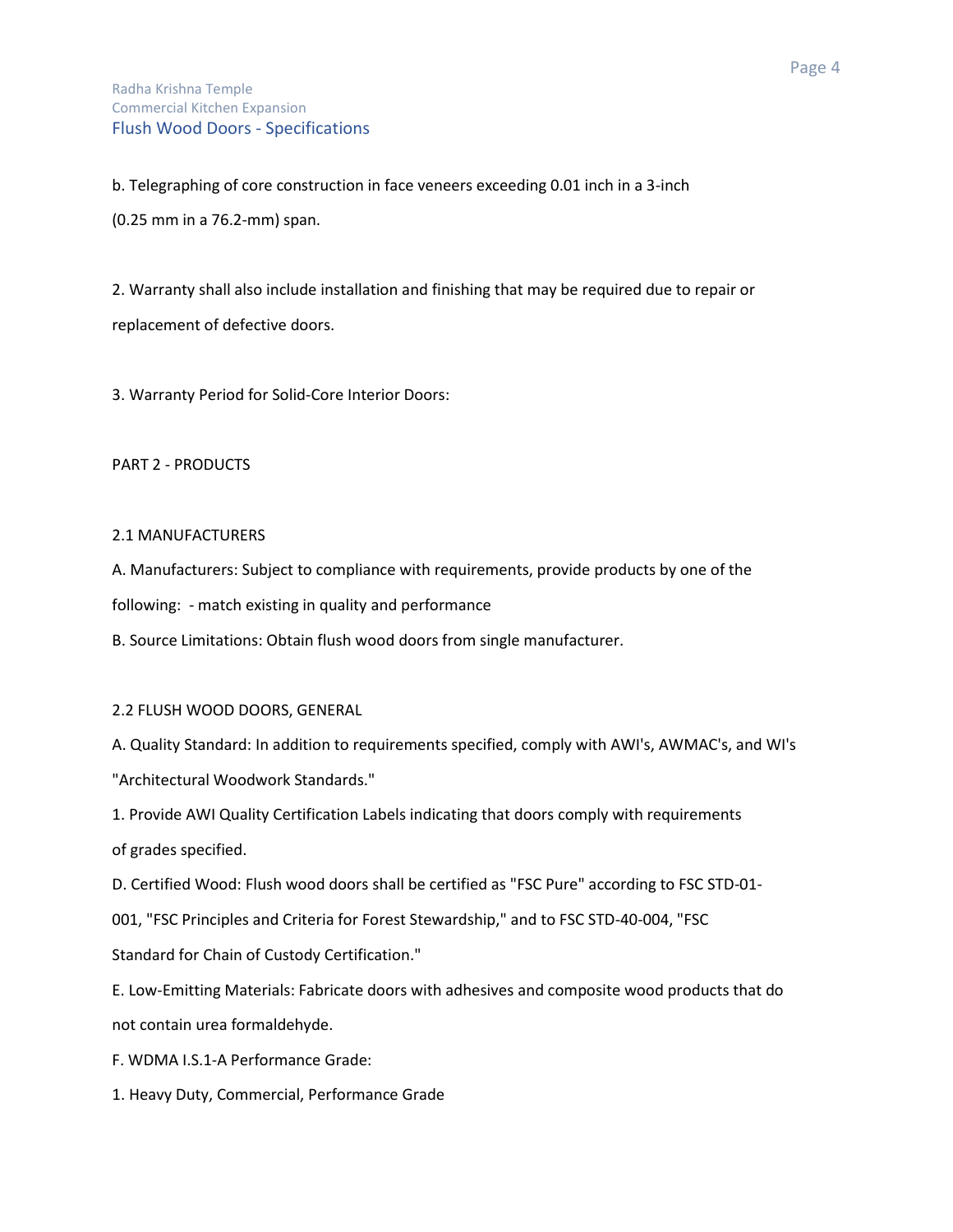b. Telegraphing of core construction in face veneers exceeding 0.01 inch in a 3-inch (0.25 mm in a 76.2-mm) span.

2. Warranty shall also include installation and finishing that may be required due to repair or replacement of defective doors.

3. Warranty Period for Solid-Core Interior Doors:

## PART 2 - PRODUCTS

### 2.1 MANUFACTURERS

A. Manufacturers: Subject to compliance with requirements, provide products by one of the following: - match existing in quality and performance

B. Source Limitations: Obtain flush wood doors from single manufacturer.

### 2.2 FLUSH WOOD DOORS, GENERAL

A. Quality Standard: In addition to requirements specified, comply with AWI's, AWMAC's, and WI's "Architectural Woodwork Standards."

1. Provide AWI Quality Certification Labels indicating that doors comply with requirements of grades specified.

D. Certified Wood: Flush wood doors shall be certified as "FSC Pure" according to FSC STD-01-001, "FSC Principles and Criteria for Forest Stewardship," and to FSC STD-40-004, "FSC Standard for Chain of Custody Certification."

E. Low-Emitting Materials: Fabricate doors with adhesives and composite wood products that do not contain urea formaldehyde.

F. WDMA I.S.1-A Performance Grade:

1. Heavy Duty, Commercial, Performance Grade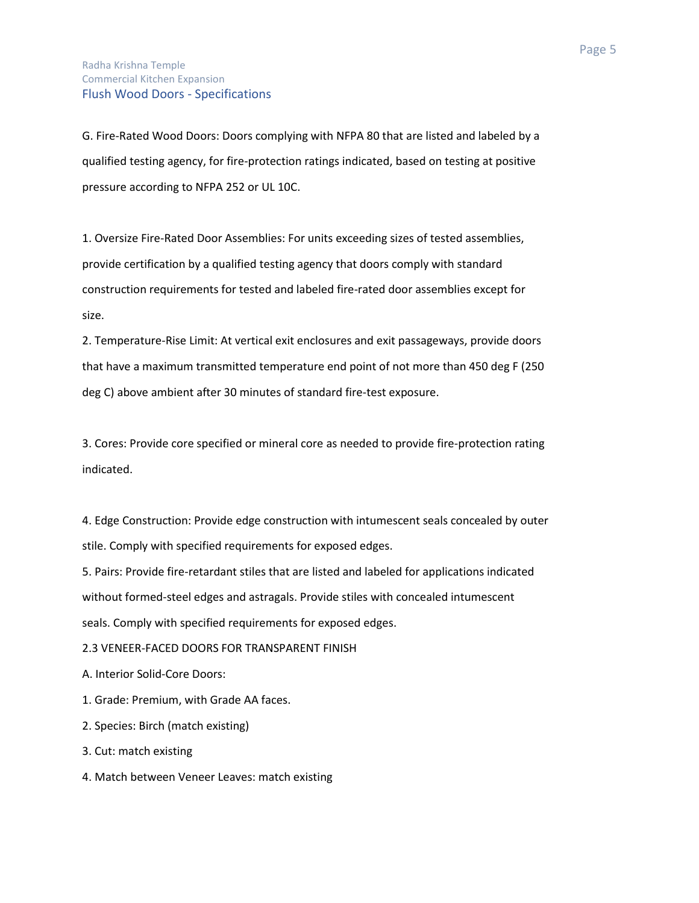G. Fire-Rated Wood Doors: Doors complying with NFPA 80 that are listed and labeled by a qualified testing agency, for fire-protection ratings indicated, based on testing at positive pressure according to NFPA 252 or UL 10C.

1. Oversize Fire-Rated Door Assemblies: For units exceeding sizes of tested assemblies, provide certification by a qualified testing agency that doors comply with standard construction requirements for tested and labeled fire-rated door assemblies except for size.

2. Temperature-Rise Limit: At vertical exit enclosures and exit passageways, provide doors that have a maximum transmitted temperature end point of not more than 450 deg F (250 deg C) above ambient after 30 minutes of standard fire-test exposure.

3. Cores: Provide core specified or mineral core as needed to provide fire-protection rating indicated.

4. Edge Construction: Provide edge construction with intumescent seals concealed by outer stile. Comply with specified requirements for exposed edges.

5. Pairs: Provide fire-retardant stiles that are listed and labeled for applications indicated without formed-steel edges and astragals. Provide stiles with concealed intumescent seals. Comply with specified requirements for exposed edges.

2.3 VENEER-FACED DOORS FOR TRANSPARENT FINISH

A. Interior Solid-Core Doors:

1. Grade: Premium, with Grade AA faces.

2. Species: Birch (match existing)

3. Cut: match existing

4. Match between Veneer Leaves: match existing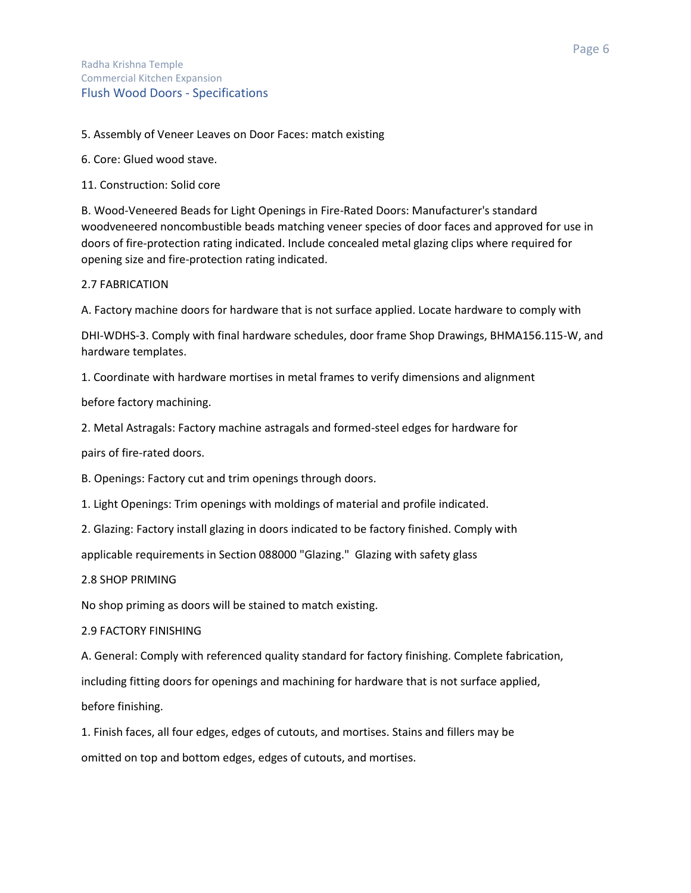5. Assembly of Veneer Leaves on Door Faces: match existing

6. Core: Glued wood stave.

11. Construction: Solid core

B. Wood-Veneered Beads for Light Openings in Fire-Rated Doors: Manufacturer's standard woodveneered noncombustible beads matching veneer species of door faces and approved for use in doors of fire-protection rating indicated. Include concealed metal glazing clips where required for opening size and fire-protection rating indicated.

2.7 FABRICATION

A. Factory machine doors for hardware that is not surface applied. Locate hardware to comply with

DHI-WDHS-3. Comply with final hardware schedules, door frame Shop Drawings, BHMA156.115-W, and hardware templates.

1. Coordinate with hardware mortises in metal frames to verify dimensions and alignment

before factory machining.

2. Metal Astragals: Factory machine astragals and formed-steel edges for hardware for

pairs of fire-rated doors.

B. Openings: Factory cut and trim openings through doors.

1. Light Openings: Trim openings with moldings of material and profile indicated.

2. Glazing: Factory install glazing in doors indicated to be factory finished. Comply with

applicable requirements in Section 088000 "Glazing." Glazing with safety glass

2.8 SHOP PRIMING

No shop priming as doors will be stained to match existing.

2.9 FACTORY FINISHING

A. General: Comply with referenced quality standard for factory finishing. Complete fabrication,

including fitting doors for openings and machining for hardware that is not surface applied,

before finishing.

1. Finish faces, all four edges, edges of cutouts, and mortises. Stains and fillers may be

omitted on top and bottom edges, edges of cutouts, and mortises.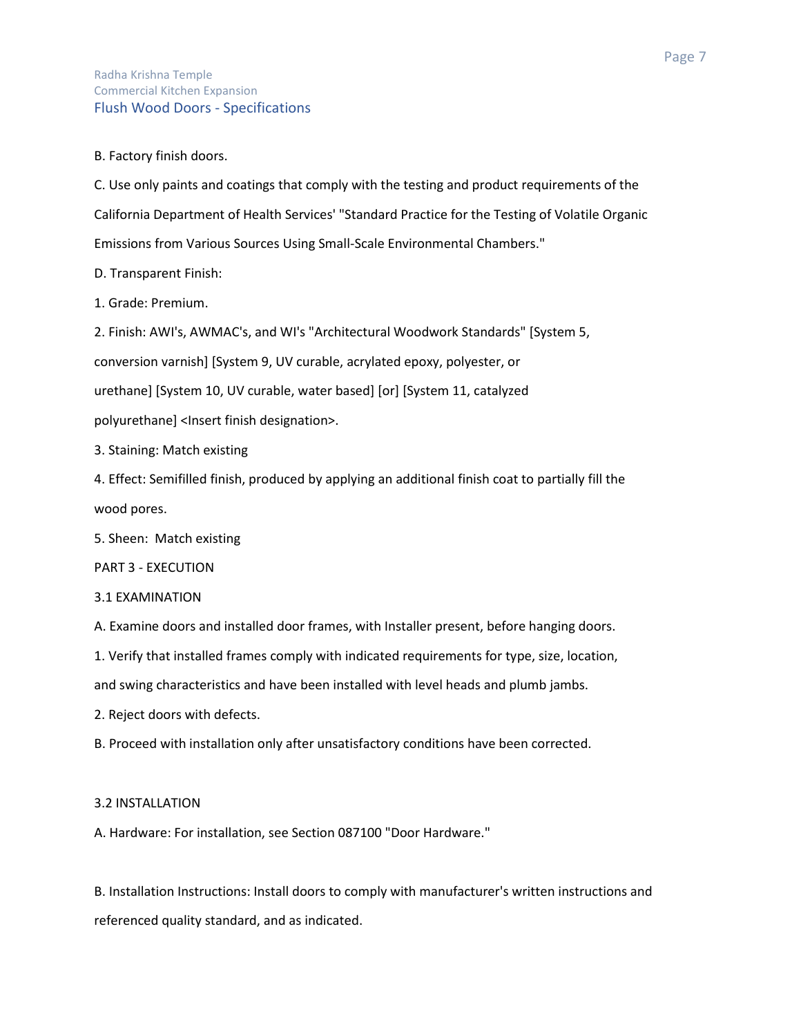B. Factory finish doors.

C. Use only paints and coatings that comply with the testing and product requirements of the California Department of Health Services' "Standard Practice for the Testing of Volatile Organic Emissions from Various Sources Using Small-Scale Environmental Chambers."

D. Transparent Finish:

1. Grade: Premium.

2. Finish: AWI's, AWMAC's, and WI's "Architectural Woodwork Standards" [System 5, conversion varnish] [System 9, UV curable, acrylated epoxy, polyester, or urethane] [System 10, UV curable, water based] [or] [System 11, catalyzed polyurethane] <Insert finish designation>.

3. Staining: Match existing

4. Effect: Semifilled finish, produced by applying an additional finish coat to partially fill the wood pores.

5. Sheen: Match existing

## PART 3 - EXECUTION

### 3.1 EXAMINATION

A. Examine doors and installed door frames, with Installer present, before hanging doors.

1. Verify that installed frames comply with indicated requirements for type, size, location, and swing characteristics and have been installed with level heads and plumb jambs.

2. Reject doors with defects.

B. Proceed with installation only after unsatisfactory conditions have been corrected.

### 3.2 INSTALLATION

A. Hardware: For installation, see Section 087100 "Door Hardware."

B. Installation Instructions: Install doors to comply with manufacturer's written instructions and referenced quality standard, and as indicated.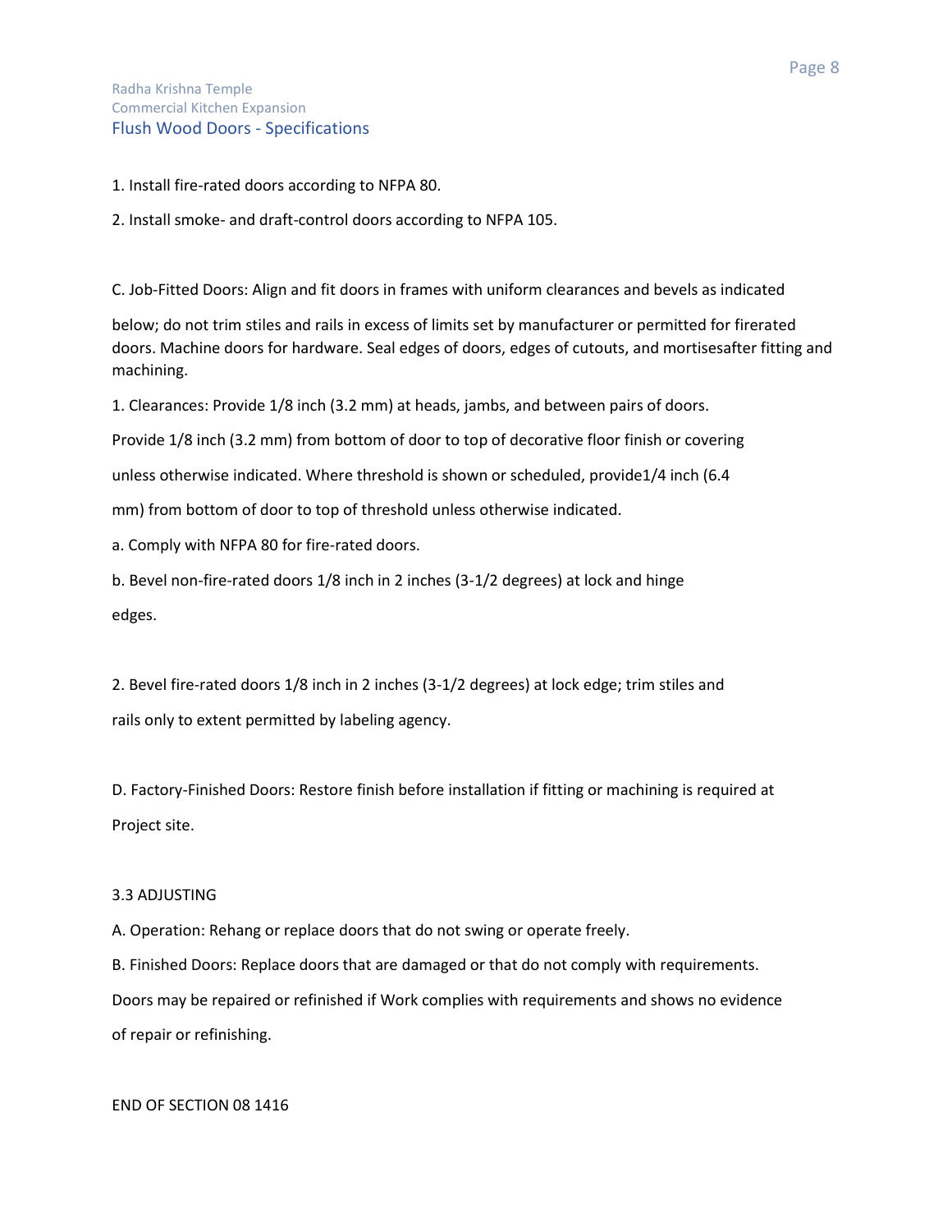1. Install fire-rated doors according to NFPA 80.

2. Install smoke- and draft-control doors according to NFPA 105.

C. Job-Fitted Doors: Align and fit doors in frames with uniform clearances and bevels as indicated below; do not trim stiles and rails in excess of limits set by manufacturer or permitted for firerated doors. Machine doors for hardware. Seal edges of doors, edges of cutouts, and mortisesafter fitting and machining.

1. Clearances: Provide 1/8 inch (3.2 mm) at heads, jambs, and between pairs of doors. Provide 1/8 inch (3.2 mm) from bottom of door to top of decorative floor finish or covering unless otherwise indicated. Where threshold is shown or scheduled, provide1/4 inch (6.4 mm) from bottom of door to top of threshold unless otherwise indicated.

a. Comply with NFPA 80 for fire-rated doors.

b. Bevel non-fire-rated doors 1/8 inch in 2 inches (3-1/2 degrees) at lock and hinge edges.

2. Bevel fire-rated doors 1/8 inch in 2 inches (3-1/2 degrees) at lock edge; trim stiles and rails only to extent permitted by labeling agency.

D. Factory-Finished Doors: Restore finish before installation if fitting or machining is required at Project site.

3.3 ADJUSTING

A. Operation: Rehang or replace doors that do not swing or operate freely.

B. Finished Doors: Replace doors that are damaged or that do not comply with requirements. Doors may be repaired or refinished if Work complies with requirements and shows no evidence of repair or refinishing.

END OF SECTION 08 1416